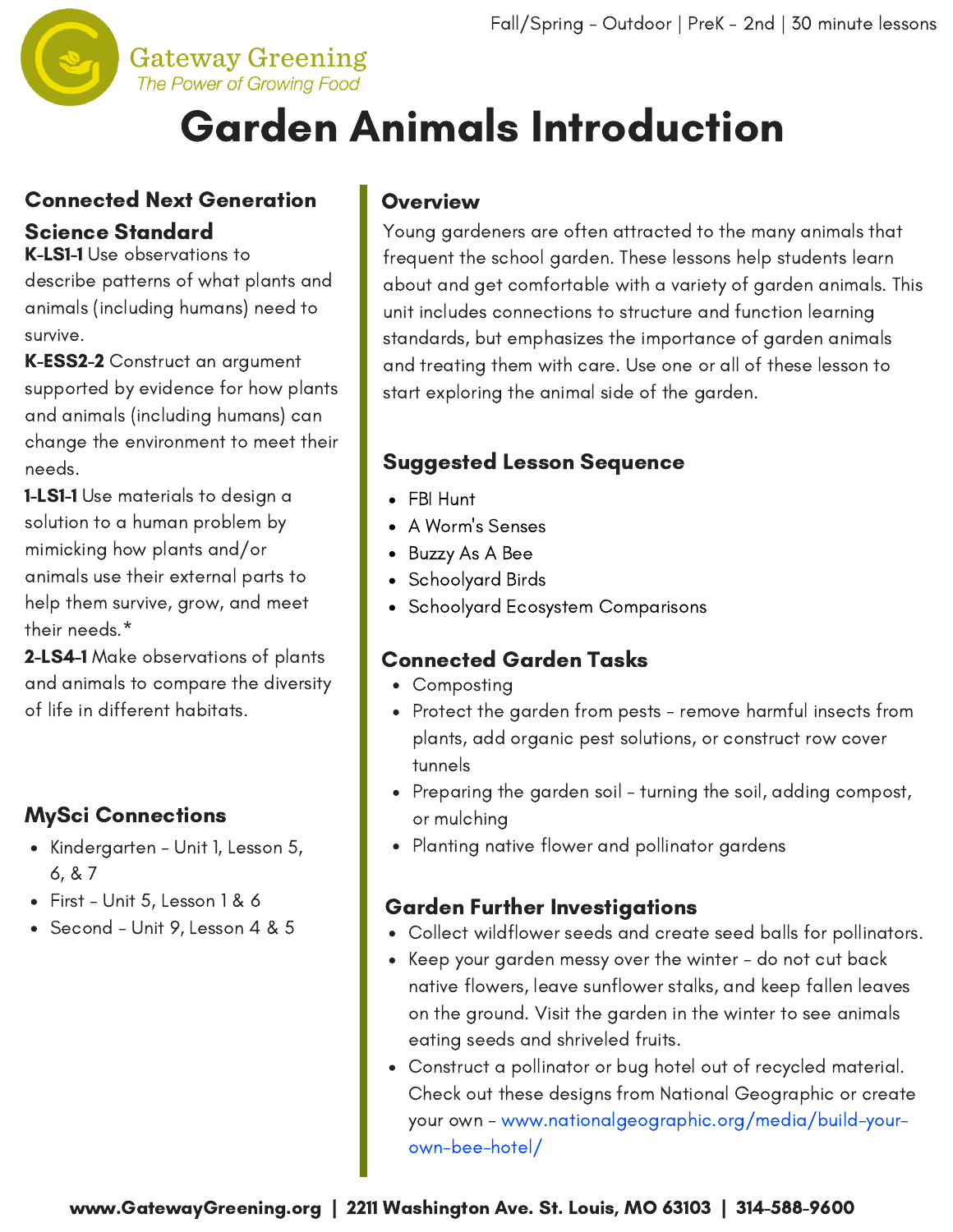Gateway Greening
*The Power of Growing Food*

Fall/Spring - Outdoor | PreK - 2nd | 30 minute lessons

# Garden Animals Introduction

## Connected Next Generation Science Standard

**K-LS1-1** Use observations to describe patterns of what plants and animals (including humans) need to survive.

**K-ESS2-2** Construct an argument supported by evidence for how plants and animals (including humans) can change the environment to meet their needs.

**1-LS1-1** Use materials to design a solution to a human problem by mimicking how plants and/or animals use their external parts to help them survive, grow, and meet their needs.*

**2-LS4-1** Make observations of plants and animals to compare the diversity of life in different habitats.

## MySci Connections

- Kindergarten - Unit 1, Lesson 5, 6, & 7
- First - Unit 5, Lesson 1 & 6
- Second - Unit 9, Lesson 4 & 5

## Overview

Young gardeners are often attracted to the many animals that frequent the school garden. These lessons help students learn about and get comfortable with a variety of garden animals. This unit includes connections to structure and function learning standards, but emphasizes the importance of garden animals and treating them with care. Use one or all of these lesson to start exploring the animal side of the garden.

## Suggested Lesson Sequence

- FBI Hunt
- A Worm's Senses
- Buzzy As A Bee
- Schoolyard Birds
- Schoolyard Ecosystem Comparisons

## Connected Garden Tasks

- Composting
- Protect the garden from pests - remove harmful insects from plants, add organic pest solutions, or construct row cover tunnels
- Preparing the garden soil - turning the soil, adding compost, or mulching
- Planting native flower and pollinator gardens

## Garden Further Investigations

- Collect wildflower seeds and create seed balls for pollinators.
- Keep your garden messy over the winter - do not cut back native flowers, leave sunflower stalks, and keep fallen leaves on the ground. Visit the garden in the winter to see animals eating seeds and shriveled fruits.
- Construct a pollinator or bug hotel out of recycled material. Check out these designs from National Geographic or create your own - www.nationalgeographic.org/media/build-your-own-bee-hotel/

**www.GatewayGreening.org | 2211 Washington Ave. St. Louis, MO 63103 | 314-588-9600**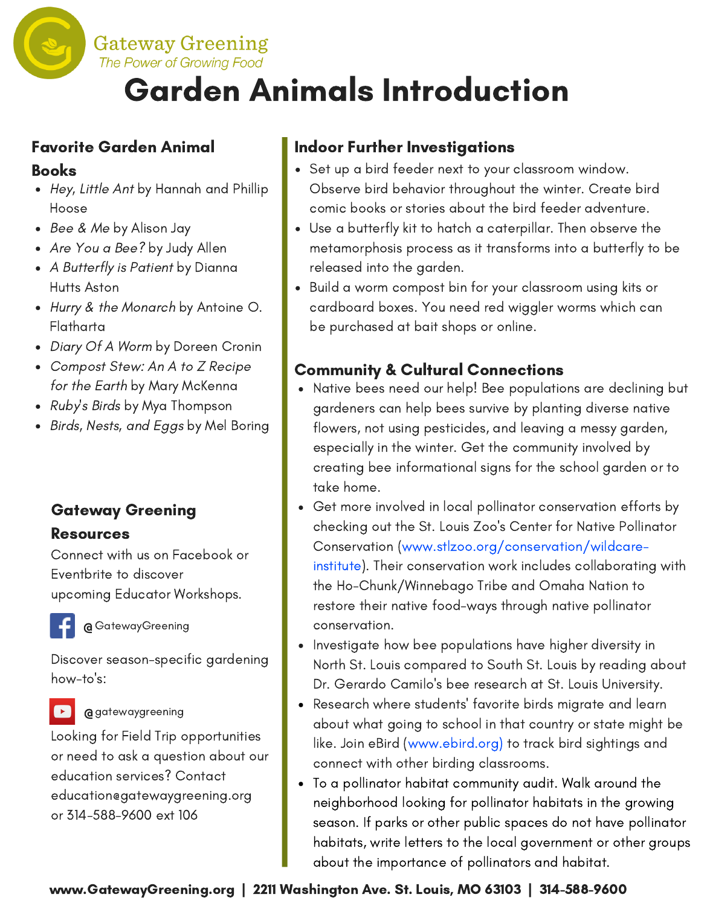Gateway Greening

The Power of Growing Food

# Garden Animals Introduction

## Favorite Garden Animal Books

- *Hey, Little Ant* by Hannah and Phillip Hoose
- *Bee & Me* by Alison Jay
- *Are You a Bee?* by Judy Allen
- *A Butterfly is Patient* by Dianna Hutts Aston
- *Hurry & the Monarch* by Antoine O. Flatharta
- *Diary Of A Worm* by Doreen Cronin
- *Compost Stew: An A to Z Recipe for the Earth* by Mary McKenna
- *Ruby's Birds* by Mya Thompson
- *Birds, Nests, and Eggs* by Mel Boring

## Gateway Greening Resources

Connect with us on Facebook or Eventbrite to discover upcoming Educator Workshops.

@GatewayGreening

Discover season-specific gardening how-to's:

@gatewaygreening

Looking for Field Trip opportunities or need to ask a question about our education services? Contact education@gatewaygreening.org or 314-588-9600 ext 106

## Indoor Further Investigations

- Set up a bird feeder next to your classroom window. Observe bird behavior throughout the winter. Create bird comic books or stories about the bird feeder adventure.
- Use a butterfly kit to hatch a caterpillar. Then observe the metamorphosis process as it transforms into a butterfly to be released into the garden.
- Build a worm compost bin for your classroom using kits or cardboard boxes. You need red wiggler worms which can be purchased at bait shops or online.

## Community & Cultural Connections

- Native bees need our help! Bee populations are declining but gardeners can help bees survive by planting diverse native flowers, not using pesticides, and leaving a messy garden, especially in the winter. Get the community involved by creating bee informational signs for the school garden or to take home.
- Get more involved in local pollinator conservation efforts by checking out the St. Louis Zoo's Center for Native Pollinator Conservation (www.stlzoo.org/conservation/wildcare-institute). Their conservation work includes collaborating with the Ho-Chunk/Winnebago Tribe and Omaha Nation to restore their native food-ways through native pollinator conservation.
- Investigate how bee populations have higher diversity in North St. Louis compared to South St. Louis by reading about Dr. Gerardo Camilo's bee research at St. Louis University.
- Research where students' favorite birds migrate and learn about what going to school in that country or state might be like. Join eBird (www.ebird.org) to track bird sightings and connect with other birding classrooms.
- To a pollinator habitat community audit. Walk around the neighborhood looking for pollinator habitats in the growing season. If parks or other public spaces do not have pollinator habitats, write letters to the local government or other groups about the importance of pollinators and habitat.

**www.GatewayGreening.org | 2211 Washington Ave. St. Louis, MO 63103 | 314-588-9600**